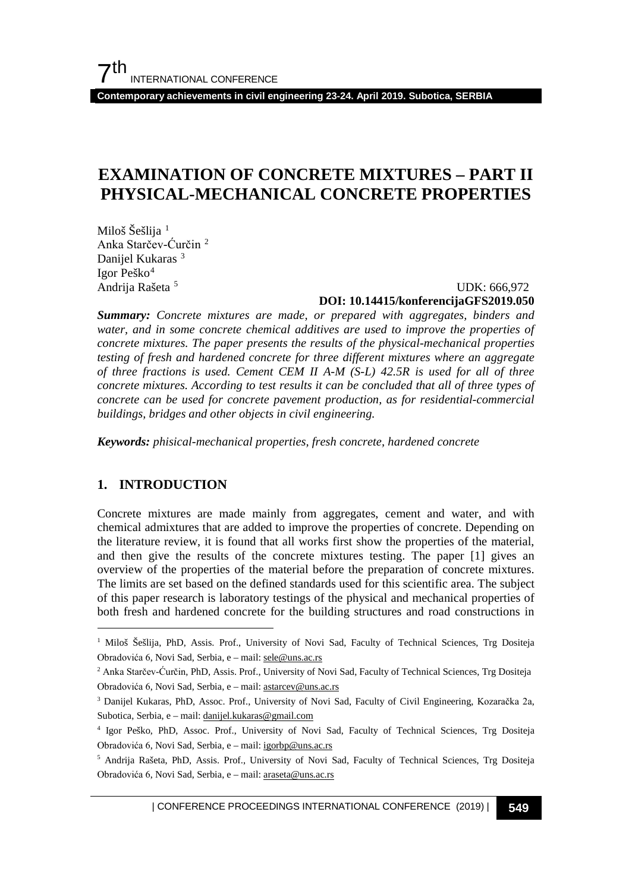# EXAMINATION OF CONCRETE MIXTURES – PART II PHYSICAL-MECHANICAL CONCRETE PROPERTIES

Miloš Šešlija [1]
Anka Starčev-Ćurčin [2]
Danijel Kukaras [3]
Igor Peško[4]
Andrija Rašeta [5]

UDK: 666,972
**DOI: 10.14415/konferencijaGFS2019.050**

***Summary:*** *Concrete mixtures are made, or prepared with aggregates, binders and water, and in some concrete chemical additives are used to improve the properties of concrete mixtures. The paper presents the results of the physical-mechanical properties testing of fresh and hardened concrete for three different mixtures where an aggregate of three fractions is used. Cement CEM II A-M (S-L) 42.5R is used for all of three concrete mixtures. According to test results it can be concluded that all of three types of concrete can be used for concrete pavement production, as for residential-commercial buildings, bridges and other objects in civil engineering.*

***Keywords:*** *phisical-mechanical properties, fresh concrete, hardened concrete*

## 1. INTRODUCTION

Concrete mixtures are made mainly from aggregates, cement and water, and with chemical admixtures that are added to improve the properties of concrete. Depending on the literature review, it is found that all works first show the properties of the material, and then give the results of the concrete mixtures testing. The paper [1] gives an overview of the properties of the material before the preparation of concrete mixtures. The limits are set based on the defined standards used for this scientific area. The subject of this paper research is laboratory testings of the physical and mechanical properties of both fresh and hardened concrete for the building structures and road constructions in

---

[1] Miloš Šešlija, PhD, Assis. Prof., University of Novi Sad, Faculty of Technical Sciences, Trg Dositeja Obradovića 6, Novi Sad, Serbia, e – mail: sele@uns.ac.rs

[2] Anka Starčev-Ćurčin, PhD, Assis. Prof., University of Novi Sad, Faculty of Technical Sciences, Trg Dositeja Obradovića 6, Novi Sad, Serbia, e – mail: astarcev@uns.ac.rs

[3] Danijel Kukaras, PhD, Assoc. Prof., University of Novi Sad, Faculty of Civil Engineering, Kozaračka 2a, Subotica, Serbia, e – mail: danijel.kukaras@gmail.com

[4] Igor Peško, PhD, Assoc. Prof., University of Novi Sad, Faculty of Technical Sciences, Trg Dositeja Obradovića 6, Novi Sad, Serbia, e – mail: igorbp@uns.ac.rs

[5] Andrija Rašeta, PhD, Assis. Prof., University of Novi Sad, Faculty of Technical Sciences, Trg Dositeja Obradovića 6, Novi Sad, Serbia, e – mail: araseta@uns.ac.rs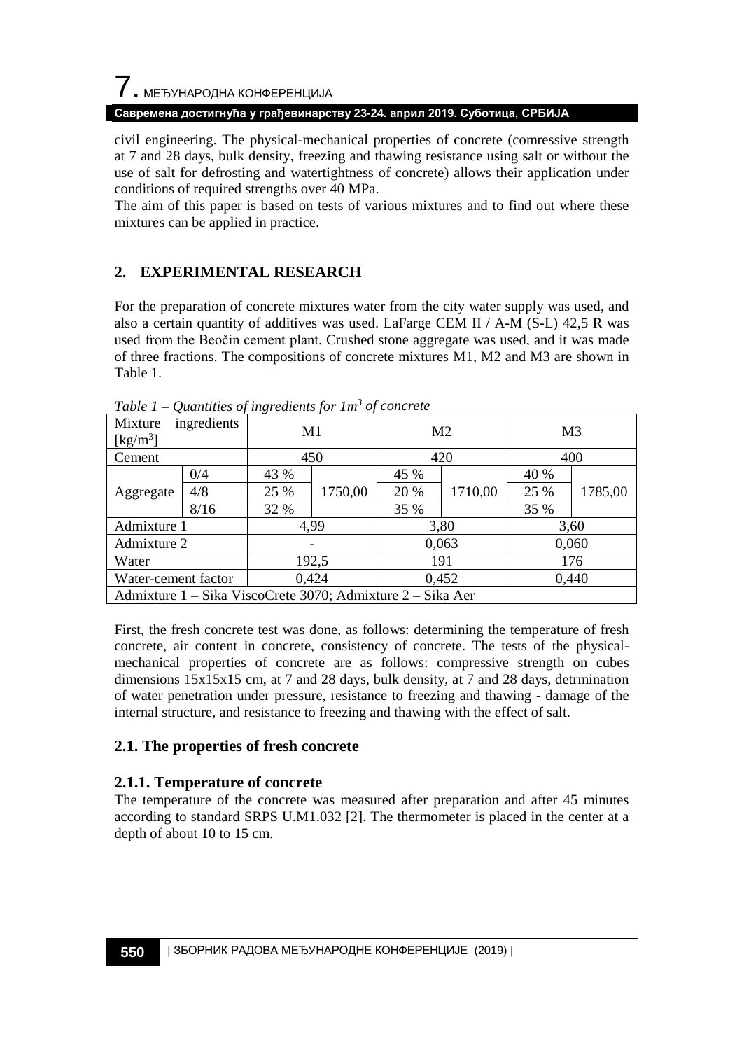civil engineering. The physical-mechanical properties of concrete (comressive strength at 7 and 28 days, bulk density, freezing and thawing resistance using salt or without the use of salt for defrosting and watertightness of concrete) allows their application under conditions of required strengths over 40 MPa.

The aim of this paper is based on tests of various mixtures and to find out where these mixtures can be applied in practice.

## 2. EXPERIMENTAL RESEARCH

For the preparation of concrete mixtures water from the city water supply was used, and also a certain quantity of additives was used. LaFarge CEM II / A-M (S-L) 42,5 R was used from the Beočin cement plant. Crushed stone aggregate was used, and it was made of three fractions. The compositions of concrete mixtures M1, M2 and M3 are shown in Table 1.

*Table 1 – Quantities of ingredients for 1m$^3$ of concrete*

| Mixture ingredients [kg/m$^3$] | | M1 | | M2 | | M3 | |
|---|---|---|---|---|---|---|---|
| Cement | | 450 | | 420 | | 400 | |
| Aggregate | 0/4 | 43 % | 1750,00 | 45 % | 1710,00 | 40 % | 1785,00 |
| | 4/8 | 25 % | | 20 % | | 25 % | |
| | 8/16 | 32 % | | 35 % | | 35 % | |
| Admixture 1 | | 4,99 | | 3,80 | | 3,60 | |
| Admixture 2 | | - | | 0,063 | | 0,060 | |
| Water | | 192,5 | | 191 | | 176 | |
| Water-cement factor | | 0,424 | | 0,452 | | 0,440 | |
| Admixture 1 – Sika ViscoCrete 3070; Admixture 2 – Sika Aer | | | | | | | |

First, the fresh concrete test was done, as follows: determining the temperature of fresh concrete, air content in concrete, consistency of concrete. The tests of the physical-mechanical properties of concrete are as follows: compressive strength on cubes dimensions 15x15x15 cm, at 7 and 28 days, bulk density, at 7 and 28 days, detrmination of water penetration under pressure, resistance to freezing and thawing - damage of the internal structure, and resistance to freezing and thawing with the effect of salt.

### 2.1. The properties of fresh concrete

#### 2.1.1. Temperature of concrete

The temperature of the concrete was measured after preparation and after 45 minutes according to standard SRPS U.M1.032 [2]. The thermometer is placed in the center at a depth of about 10 to 15 cm.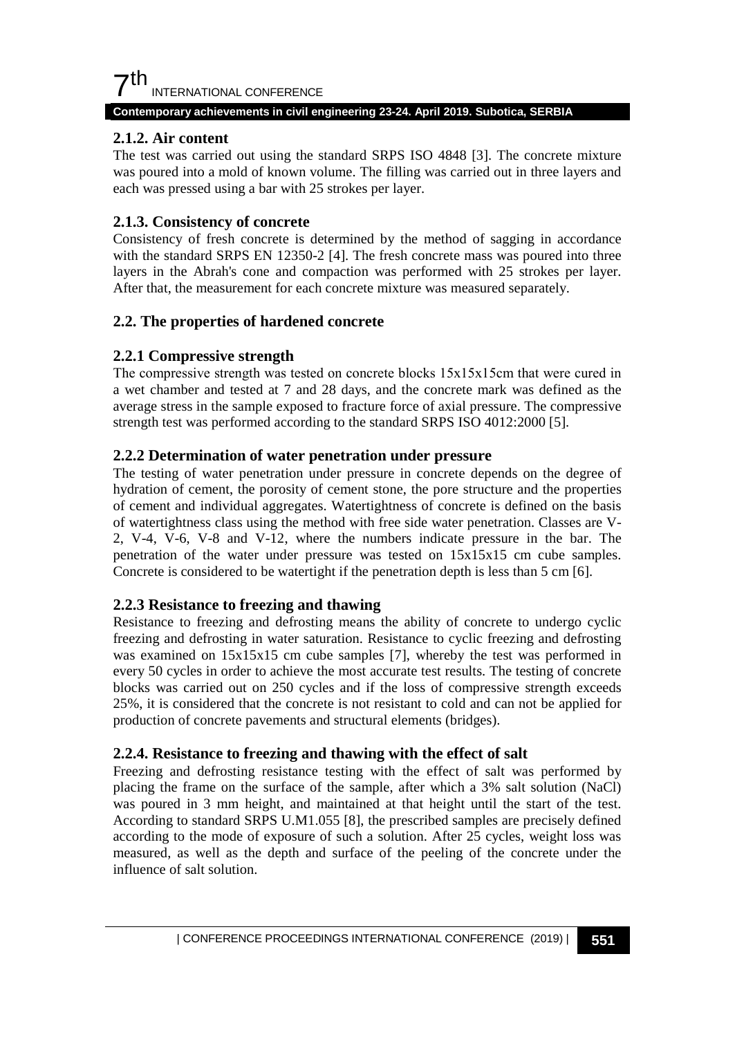### 2.1.2. Air content

The test was carried out using the standard SRPS ISO 4848 [3]. The concrete mixture was poured into a mold of known volume. The filling was carried out in three layers and each was pressed using a bar with 25 strokes per layer.

### 2.1.3. Consistency of concrete

Consistency of fresh concrete is determined by the method of sagging in accordance with the standard SRPS EN 12350-2 [4]. The fresh concrete mass was poured into three layers in the Abrah's cone and compaction was performed with 25 strokes per layer. After that, the measurement for each concrete mixture was measured separately.

## 2.2. The properties of hardened concrete

### 2.2.1 Compressive strength

The compressive strength was tested on concrete blocks 15x15x15cm that were cured in a wet chamber and tested at 7 and 28 days, and the concrete mark was defined as the average stress in the sample exposed to fracture force of axial pressure. The compressive strength test was performed according to the standard SRPS ISO 4012:2000 [5].

### 2.2.2 Determination of water penetration under pressure

The testing of water penetration under pressure in concrete depends on the degree of hydration of cement, the porosity of cement stone, the pore structure and the properties of cement and individual aggregates. Watertightness of concrete is defined on the basis of watertightness class using the method with free side water penetration. Classes are V-2, V-4, V-6, V-8 and V-12, where the numbers indicate pressure in the bar. The penetration of the water under pressure was tested on 15x15x15 cm cube samples. Concrete is considered to be watertight if the penetration depth is less than 5 cm [6].

### 2.2.3 Resistance to freezing and thawing

Resistance to freezing and defrosting means the ability of concrete to undergo cyclic freezing and defrosting in water saturation. Resistance to cyclic freezing and defrosting was examined on 15x15x15 cm cube samples [7], whereby the test was performed in every 50 cycles in order to achieve the most accurate test results. The testing of concrete blocks was carried out on 250 cycles and if the loss of compressive strength exceeds 25%, it is considered that the concrete is not resistant to cold and can not be applied for production of concrete pavements and structural elements (bridges).

### 2.2.4. Resistance to freezing and thawing with the effect of salt

Freezing and defrosting resistance testing with the effect of salt was performed by placing the frame on the surface of the sample, after which a 3% salt solution (NaCl) was poured in 3 mm height, and maintained at that height until the start of the test. According to standard SRPS U.M1.055 [8], the prescribed samples are precisely defined according to the mode of exposure of such a solution. After 25 cycles, weight loss was measured, as well as the depth and surface of the peeling of the concrete under the influence of salt solution.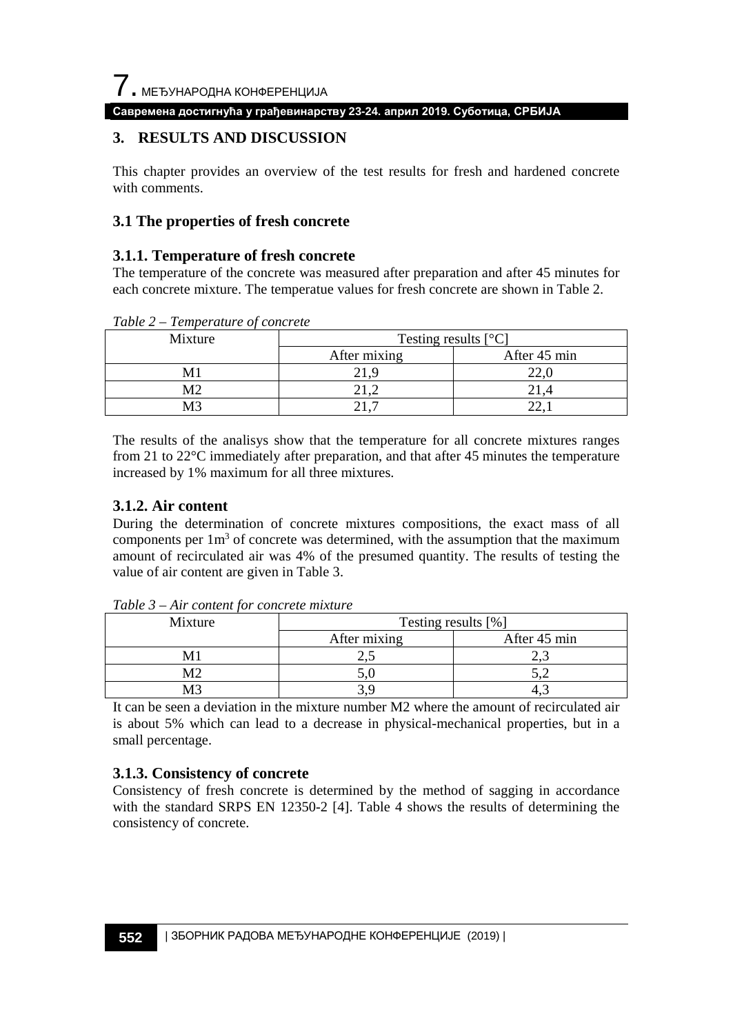## 3. RESULTS AND DISCUSSION

This chapter provides an overview of the test results for fresh and hardened concrete with comments.

### 3.1 The properties of fresh concrete

#### 3.1.1. Temperature of fresh concrete

The temperature of the concrete was measured after preparation and after 45 minutes for each concrete mixture. The temperatue values for fresh concrete are shown in Table 2.

*Table 2 – Temperature of concrete*

| Mixture | Testing results [°C] | |
|---|---|---|
| | After mixing | After 45 min |
| M1 | 21,9 | 22,0 |
| M2 | 21,2 | 21,4 |
| M3 | 21,7 | 22,1 |

The results of the analisys show that the temperature for all concrete mixtures ranges from 21 to 22°C immediately after preparation, and that after 45 minutes the temperature increased by 1% maximum for all three mixtures.

#### 3.1.2. Air content

During the determination of concrete mixtures compositions, the exact mass of all components per $1m^3$ of concrete was determined, with the assumption that the maximum amount of recirculated air was 4% of the presumed quantity. The results of testing the value of air content are given in Table 3.

*Table 3 – Air content for concrete mixture*

| Mixture | Testing results [%] | |
|---|---|---|
| | After mixing | After 45 min |
| M1 | 2,5 | 2,3 |
| M2 | 5,0 | 5,2 |
| M3 | 3,9 | 4,3 |

It can be seen a deviation in the mixture number M2 where the amount of recirculated air is about 5% which can lead to a decrease in physical-mechanical properties, but in a small percentage.

#### 3.1.3. Consistency of concrete

Consistency of fresh concrete is determined by the method of sagging in accordance with the standard SRPS EN 12350-2 [4]. Table 4 shows the results of determining the consistency of concrete.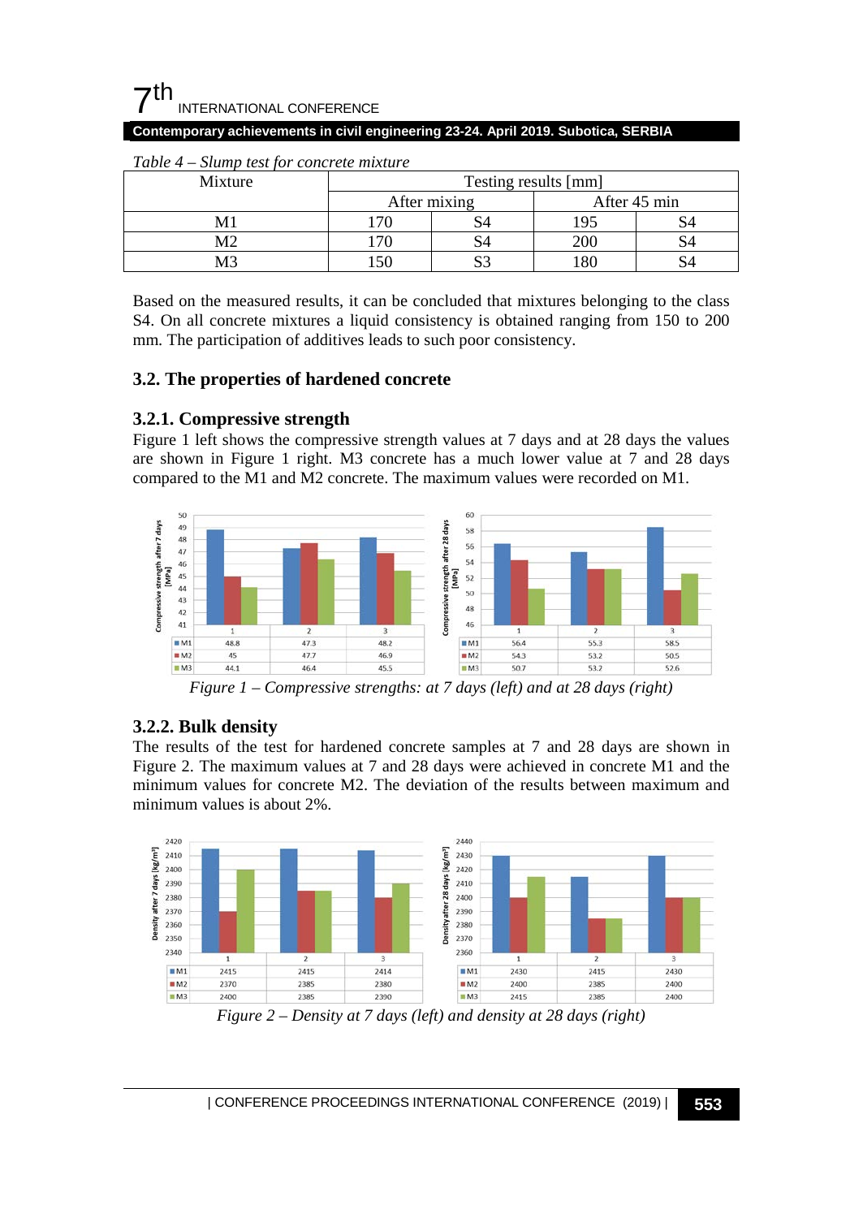*Table 4 – Slump test for concrete mixture*

| Mixture | Testing results [mm] | | | |
|---|---|---|---|---|
| | After mixing | | After 45 min | |
| M1 | 170 | S4 | 195 | S4 |
| M2 | 170 | S4 | 200 | S4 |
| M3 | 150 | S3 | 180 | S4 |

Based on the measured results, it can be concluded that mixtures belonging to the class S4. On all concrete mixtures a liquid consistency is obtained ranging from 150 to 200 mm. The participation of additives leads to such poor consistency.

## 3.2. The properties of hardened concrete

### 3.2.1. Compressive strength

Figure 1 left shows the compressive strength values at 7 days and at 28 days the values are shown in Figure 1 right. M3 concrete has a much lower value at 7 and 28 days compared to the M1 and M2 concrete. The maximum values were recorded on M1.

| Compressive strength after 7 days [MPa] | 1 | 2 | 3 |
|---|---|---|---|
| M1 | 48.8 | 47.3 | 48.2 |
| M2 | 45 | 47.7 | 46.9 |
| M3 | 44.1 | 46.4 | 45.5 |

| Compressive strength after 28 days [MPa] | 1 | 2 | 3 |
|---|---|---|---|
| M1 | 56.4 | 55.3 | 58.5 |
| M2 | 54.3 | 53.2 | 50.5 |
| M3 | 50.7 | 53.2 | 52.6 |

*Figure 1 – Compressive strengths: at 7 days (left) and at 28 days (right)*

### 3.2.2. Bulk density

The results of the test for hardened concrete samples at 7 and 28 days are shown in Figure 2. The maximum values at 7 and 28 days were achieved in concrete M1 and the minimum values for concrete M2. The deviation of the results between maximum and minimum values is about 2%.

| Density after 7 days [kg/m³] | 1 | 2 | 3 |
|---|---|---|---|
| M1 | 2415 | 2415 | 2414 |
| M2 | 2370 | 2385 | 2380 |
| M3 | 2400 | 2385 | 2390 |

| Density after 28 days [kg/m³] | 1 | 2 | 3 |
|---|---|---|---|
| M1 | 2430 | 2415 | 2430 |
| M2 | 2400 | 2385 | 2400 |
| M3 | 2415 | 2385 | 2400 |

*Figure 2 – Density at 7 days (left) and density at 28 days (right)*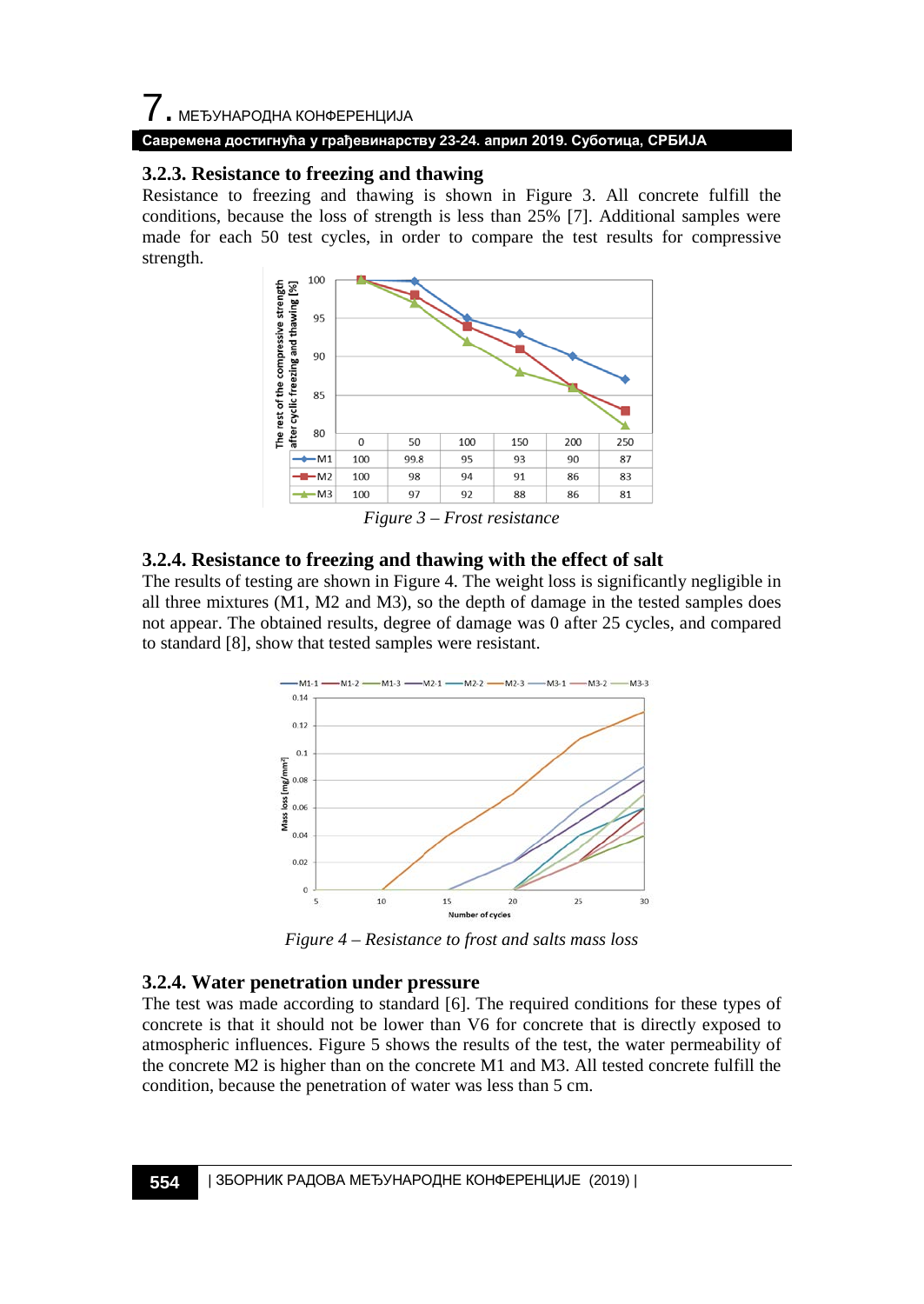### 3.2.3. Resistance to freezing and thawing

Resistance to freezing and thawing is shown in Figure 3. All concrete fulfill the conditions, because the loss of strength is less than 25% [7]. Additional samples were made for each 50 test cycles, in order to compare the test results for compressive strength.

| | 0 | 50 | 100 | 150 | 200 | 250 |
|---|---|---|---|---|---|---|
| M1 | 100 | 99.8 | 95 | 93 | 90 | 87 |
| M2 | 100 | 98 | 94 | 91 | 86 | 83 |
| M3 | 100 | 97 | 92 | 88 | 86 | 81 |

*Figure 3 – Frost resistance*

### 3.2.4. Resistance to freezing and thawing with the effect of salt

The results of testing are shown in Figure 4. The weight loss is significantly negligible in all three mixtures (M1, M2 and M3), so the depth of damage in the tested samples does not appear. The obtained results, degree of damage was 0 after 25 cycles, and compared to standard [8], show that tested samples were resistant.

*Figure 4 – Resistance to frost and salts mass loss*

### 3.2.4. Water penetration under pressure

The test was made according to standard [6]. The required conditions for these types of concrete is that it should not be lower than V6 for concrete that is directly exposed to atmospheric influences. Figure 5 shows the results of the test, the water permeability of the concrete M2 is higher than on the concrete M1 and M3. All tested concrete fulfill the condition, because the penetration of water was less than 5 cm.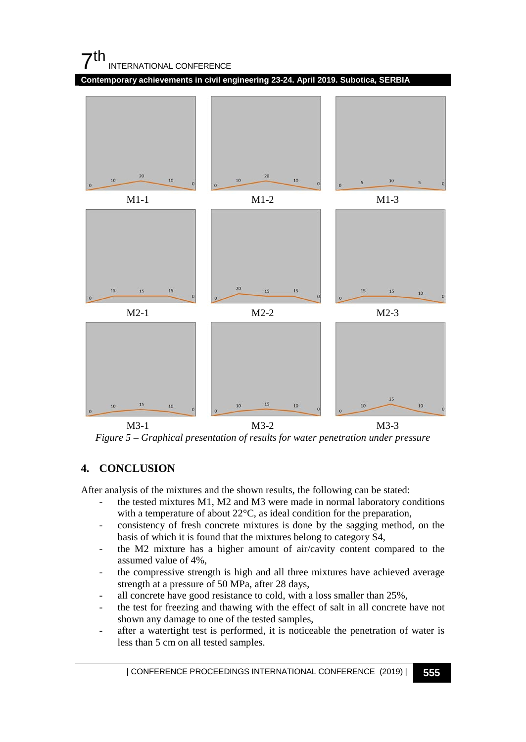M1-1 M1-2 M1-3

M2-1 M2-2 M2-3

M3-1 M3-2 M3-3

*Figure 5 – Graphical presentation of results for water penetration under pressure*

## 4. CONCLUSION

After analysis of the mixtures and the shown results, the following can be stated:

- the tested mixtures M1, M2 and M3 were made in normal laboratory conditions with a temperature of about 22°C, as ideal condition for the preparation,
- consistency of fresh concrete mixtures is done by the sagging method, on the basis of which it is found that the mixtures belong to category S4,
- the M2 mixture has a higher amount of air/cavity content compared to the assumed value of 4%,
- the compressive strength is high and all three mixtures have achieved average strength at a pressure of 50 MPa, after 28 days,
- all concrete have good resistance to cold, with a loss smaller than 25%,
- the test for freezing and thawing with the effect of salt in all concrete have not shown any damage to one of the tested samples,
- after a watertight test is performed, it is noticeable the penetration of water is less than 5 cm on all tested samples.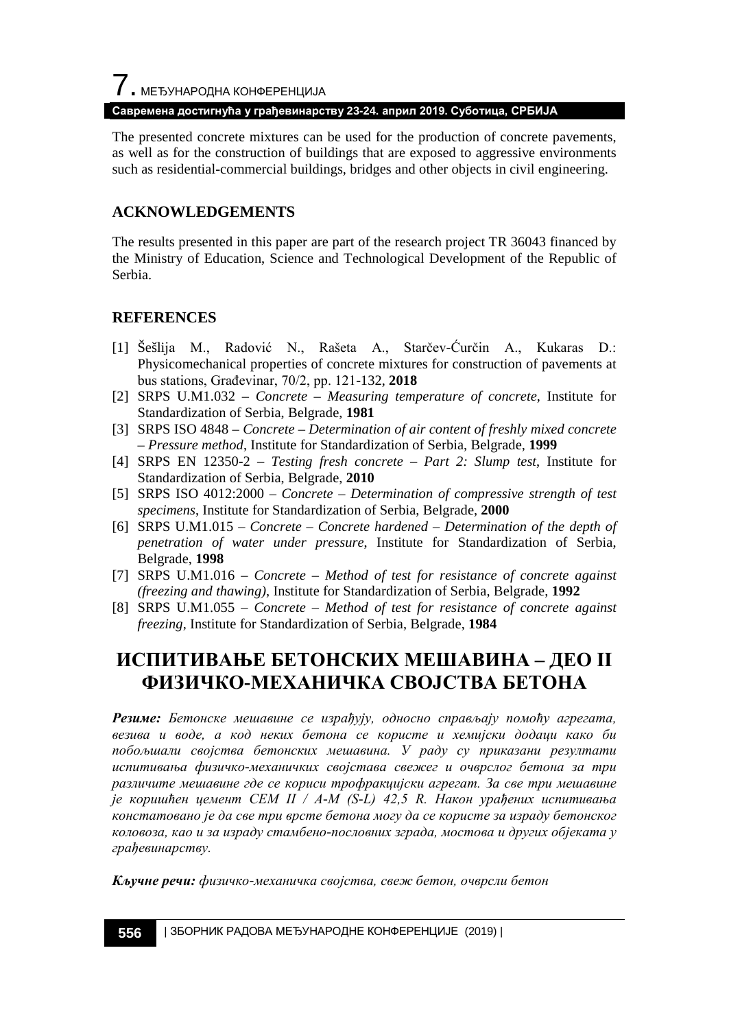The presented concrete mixtures can be used for the production of concrete pavements, as well as for the construction of buildings that are exposed to aggressive environments such as residential-commercial buildings, bridges and other objects in civil engineering.

## ACKNOWLEDGEMENTS

The results presented in this paper are part of the research project TR 36043 financed by the Ministry of Education, Science and Technological Development of the Republic of Serbia.

## REFERENCES

[1] Šešlija M., Radović N., Rašeta A., Starčev-Ćurčin A., Kukaras D.: Physicomechanical properties of concrete mixtures for construction of pavements at bus stations, Građevinar, 70/2, pp. 121-132, **2018**

[2] SRPS U.M1.032 – *Concrete – Measuring temperature of concrete*, Institute for Standardization of Serbia, Belgrade, **1981**

[3] SRPS ISO 4848 – *Concrete – Determination of air content of freshly mixed concrete – Pressure method*, Institute for Standardization of Serbia, Belgrade, **1999**

[4] SRPS EN 12350-2 – *Testing fresh concrete – Part 2: Slump test*, Institute for Standardization of Serbia, Belgrade, **2010**

[5] SRPS ISO 4012:2000 – *Concrete – Determination of compressive strength of test specimens*, Institute for Standardization of Serbia, Belgrade, **2000**

[6] SRPS U.M1.015 – *Concrete – Concrete hardened – Determination of the depth of penetration of water under pressure*, Institute for Standardization of Serbia, Belgrade, **1998**

[7] SRPS U.M1.016 – *Concrete – Method of test for resistance of concrete against (freezing and thawing)*, Institute for Standardization of Serbia, Belgrade, **1992**

[8] SRPS U.M1.055 – *Concrete – Method of test for resistance of concrete against freezing*, Institute for Standardization of Serbia, Belgrade, **1984**

# ИСПИТИВАЊЕ БЕТОНСКИХ МЕШАВИНА – ДЕО II ФИЗИЧКО-МЕХАНИЧКА СВОЈСТВА БЕТОНА

***Резиме:*** *Бетонске мешавине се израђују, односно справљају помоћу агрегата, везива и воде, а код неких бетона се користе и хемијски додаци како би побољшали својства бетонских мешавина. У раду су приказани резултати испитивања физичко-механичких својстава свежег и очврслог бетона за три различите мешавине где се кориси трофракцијски агрегат. За све три мешавине је коришћен цемент CEM II / A-M (S-L) 42,5 R. Након урађених испитивања констатовано је да све три врсте бетона могу да се користе за израду бетонског коловоза, као и за израду стамбено-пословних зграда, мостова и других објеката у грађевинарству.*

***Кључне речи:*** *физичко-механичка својства, свеж бетон, очврсли бетон*